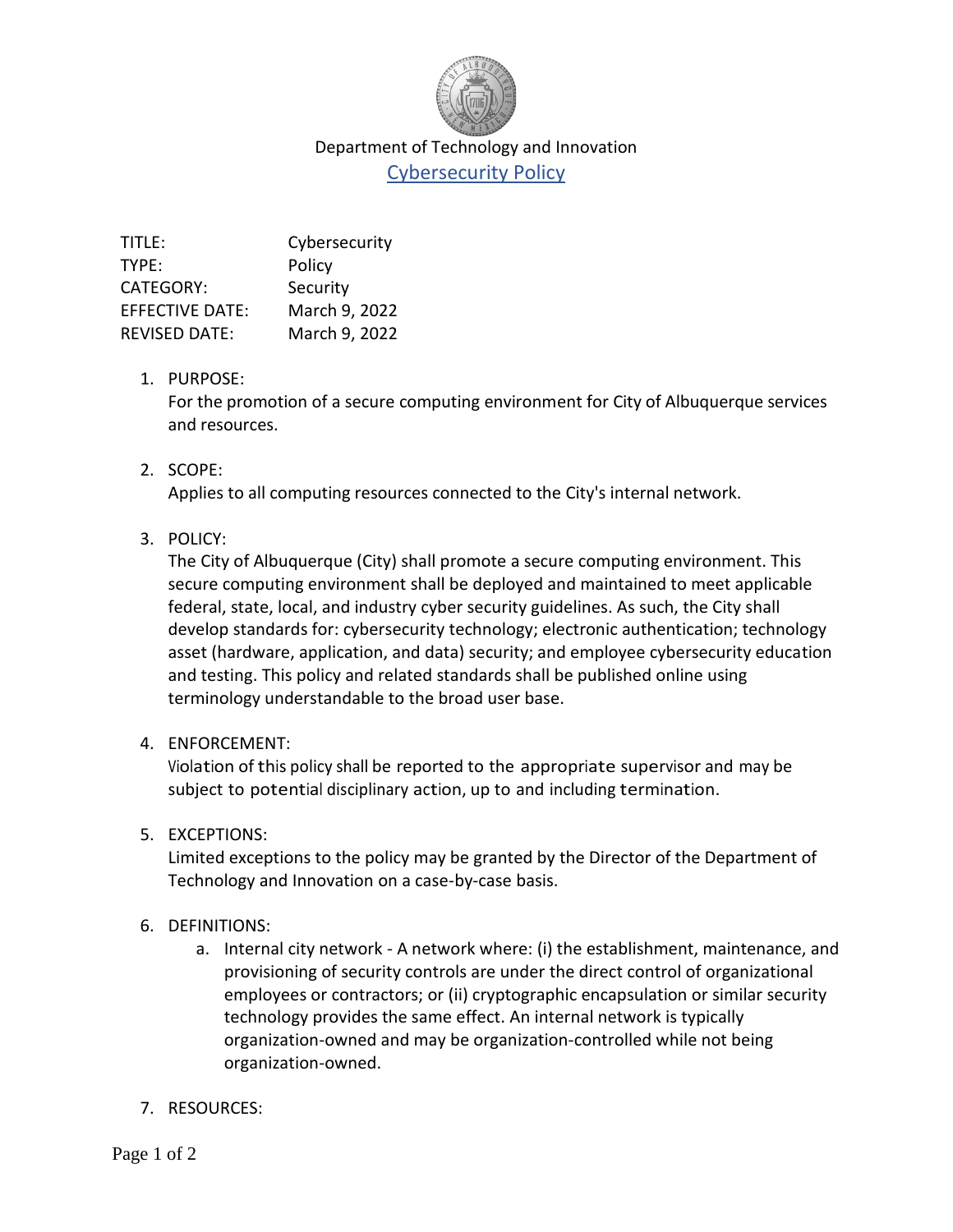Department of Technology and Innovation

# Cybersecurity Policy

| | |
|---|---|
| TITLE: | Cybersecurity |
| TYPE: | Policy |
| CATEGORY: | Security |
| EFFECTIVE DATE: | March 9, 2022 |
| REVISED DATE: | March 9, 2022 |

1. PURPOSE:
   For the promotion of a secure computing environment for City of Albuquerque services and resources.

2. SCOPE:
   Applies to all computing resources connected to the City's internal network.

3. POLICY:
   The City of Albuquerque (City) shall promote a secure computing environment. This secure computing environment shall be deployed and maintained to meet applicable federal, state, local, and industry cyber security guidelines. As such, the City shall develop standards for: cybersecurity technology; electronic authentication; technology asset (hardware, application, and data) security; and employee cybersecurity education and testing. This policy and related standards shall be published online using terminology understandable to the broad user base.

4. ENFORCEMENT:
   Violation of this policy shall be reported to the appropriate supervisor and may be subject to potential disciplinary action, up to and including termination.

5. EXCEPTIONS:
   Limited exceptions to the policy may be granted by the Director of the Department of Technology and Innovation on a case-by-case basis.

6. DEFINITIONS:
   a. Internal city network - A network where: (i) the establishment, maintenance, and provisioning of security controls are under the direct control of organizational employees or contractors; or (ii) cryptographic encapsulation or similar security technology provides the same effect. An internal network is typically organization-owned and may be organization-controlled while not being organization-owned.

7. RESOURCES: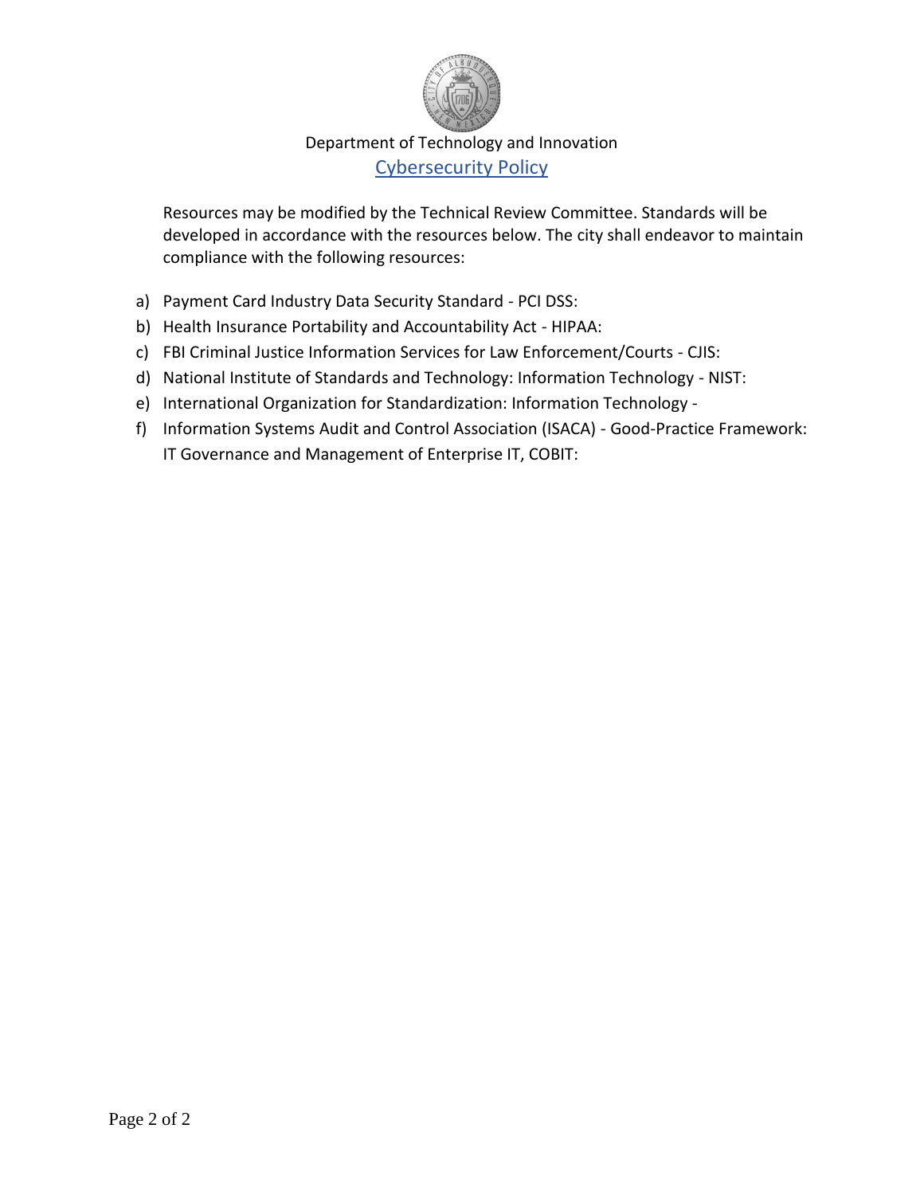Resources may be modified by the Technical Review Committee. Standards will be developed in accordance with the resources below. The city shall endeavor to maintain compliance with the following resources:

a) Payment Card Industry Data Security Standard - PCI DSS:
b) Health Insurance Portability and Accountability Act - HIPAA:
c) FBI Criminal Justice Information Services for Law Enforcement/Courts - CJIS:
d) National Institute of Standards and Technology: Information Technology - NIST:
e) International Organization for Standardization: Information Technology -
f) Information Systems Audit and Control Association (ISACA) - Good-Practice Framework: IT Governance and Management of Enterprise IT, COBIT: